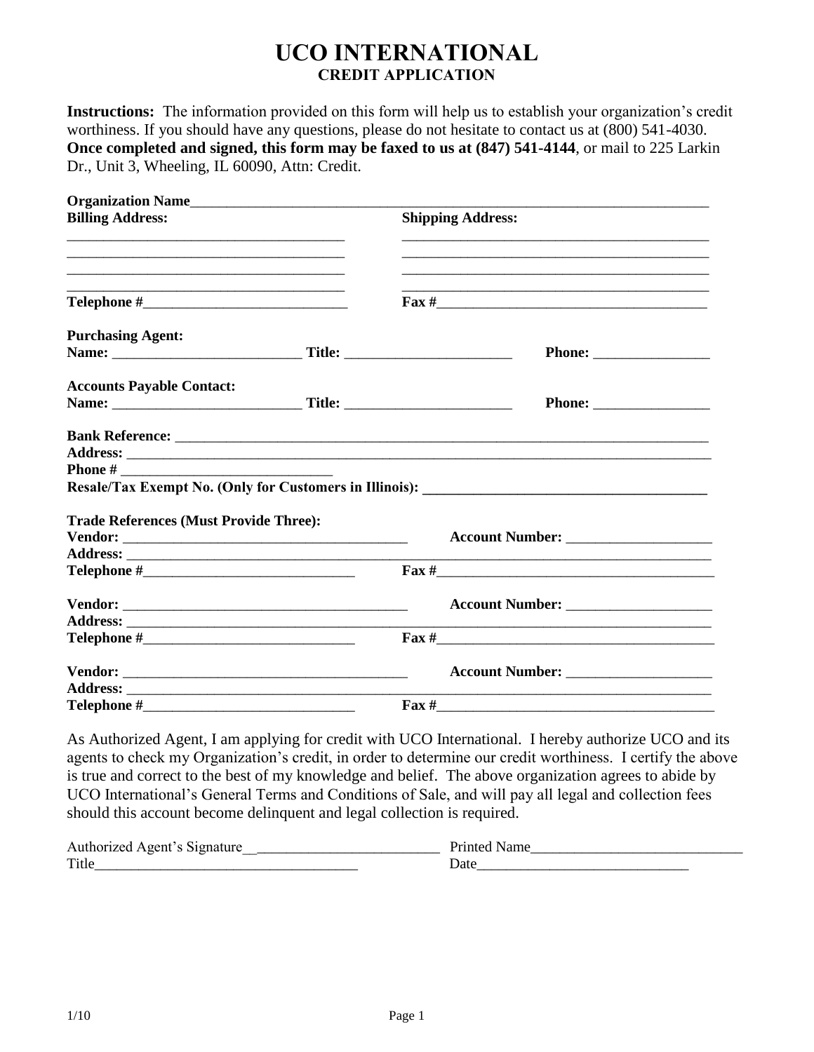# UCO INTERNATIONAL

## CREDIT APPLICATION

**Instructions:** The information provided on this form will help us to establish your organization's credit worthiness. If you should have any questions, please do not hesitate to contact us at (800) 541-4030. **Once completed and signed, this form may be faxed to us at (847) 541-4144**, or mail to 225 Larkin Dr., Unit 3, Wheeling, IL 60090, Attn: Credit.

**Organization Name**______________________________________________________________

**Billing Address:**

______________________________________

______________________________________

______________________________________

**Shipping Address:**

______________________________________

______________________________________

______________________________________

**Telephone #**____________________________ **Fax #**____________________________________

**Purchasing Agent:**

**Name:** _________________________ **Title:** ______________________ **Phone:** ________________

**Accounts Payable Contact:**

**Name:** _________________________ **Title:** ______________________ **Phone:** ________________

**Bank Reference:** ____________________________________________________________________

**Address:** _________________________________________________________________________

**Phone #** ____________________________

**Resale/Tax Exempt No. (Only for Customers in Illinois):** ______________________________________

**Trade References (Must Provide Three):**

**Vendor:** ______________________________________ **Account Number:** ___________________

**Address:** _________________________________________________________________________

**Telephone #**____________________________ **Fax #**____________________________________

**Vendor:** ______________________________________ **Account Number:** ___________________

**Address:** _________________________________________________________________________

**Telephone #**____________________________ **Fax #**____________________________________

**Vendor:** ______________________________________ **Account Number:** ___________________

**Address:** _________________________________________________________________________

**Telephone #**____________________________ **Fax #**____________________________________

As Authorized Agent, I am applying for credit with UCO International. I hereby authorize UCO and its agents to check my Organization's credit, in order to determine our credit worthiness. I certify the above is true and correct to the best of my knowledge and belief. The above organization agrees to abide by UCO International's General Terms and Conditions of Sale, and will pay all legal and collection fees should this account become delinquent and legal collection is required.

Authorized Agent's Signature__________________________ Printed Name____________________________

Title___________________________________ Date_____________________________

1/10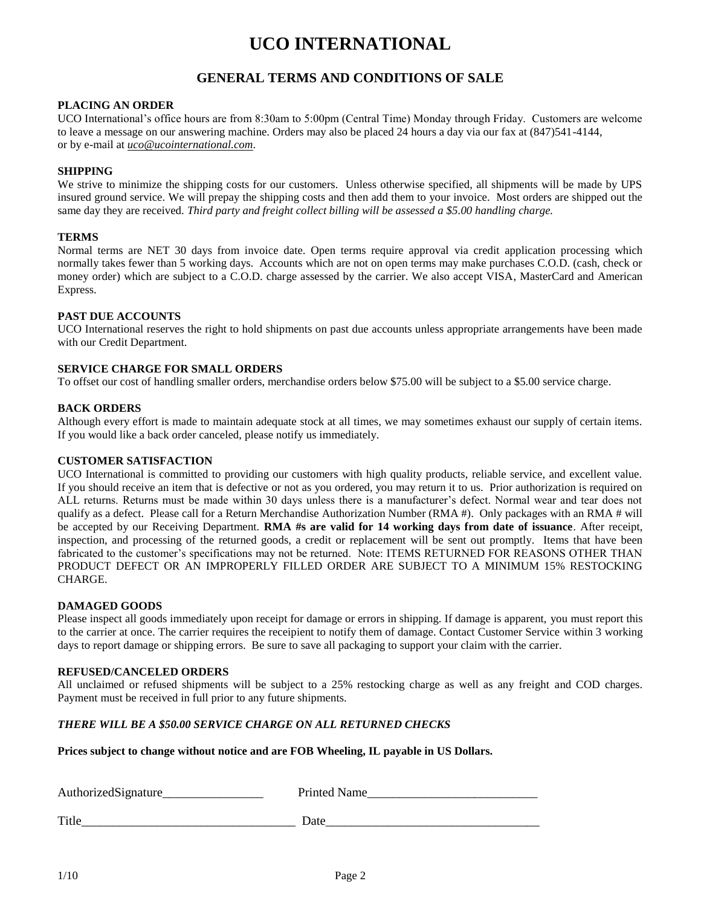# UCO INTERNATIONAL

## GENERAL TERMS AND CONDITIONS OF SALE

### PLACING AN ORDER

UCO International's office hours are from 8:30am to 5:00pm (Central Time) Monday through Friday. Customers are welcome to leave a message on our answering machine. Orders may also be placed 24 hours a day via our fax at (847)541-4144, or by e-mail at *uco@ucointernational.com*.

### SHIPPING

We strive to minimize the shipping costs for our customers. Unless otherwise specified, all shipments will be made by UPS insured ground service. We will prepay the shipping costs and then add them to your invoice. Most orders are shipped out the same day they are received. *Third party and freight collect billing will be assessed a $5.00 handling charge.*

### TERMS

Normal terms are NET 30 days from invoice date. Open terms require approval via credit application processing which normally takes fewer than 5 working days. Accounts which are not on open terms may make purchases C.O.D. (cash, check or money order) which are subject to a C.O.D. charge assessed by the carrier. We also accept VISA, MasterCard and American Express.

### PAST DUE ACCOUNTS

UCO International reserves the right to hold shipments on past due accounts unless appropriate arrangements have been made with our Credit Department.

### SERVICE CHARGE FOR SMALL ORDERS

To offset our cost of handling smaller orders, merchandise orders below $75.00 will be subject to a $5.00 service charge.

### BACK ORDERS

Although every effort is made to maintain adequate stock at all times, we may sometimes exhaust our supply of certain items. If you would like a back order canceled, please notify us immediately.

### CUSTOMER SATISFACTION

UCO International is committed to providing our customers with high quality products, reliable service, and excellent value. If you should receive an item that is defective or not as you ordered, you may return it to us. Prior authorization is required on ALL returns. Returns must be made within 30 days unless there is a manufacturer's defect. Normal wear and tear does not qualify as a defect. Please call for a Return Merchandise Authorization Number (RMA #). Only packages with an RMA # will be accepted by our Receiving Department. **RMA #s are valid for 14 working days from date of issuance**. After receipt, inspection, and processing of the returned goods, a credit or replacement will be sent out promptly. Items that have been fabricated to the customer's specifications may not be returned. Note: ITEMS RETURNED FOR REASONS OTHER THAN PRODUCT DEFECT OR AN IMPROPERLY FILLED ORDER ARE SUBJECT TO A MINIMUM 15% RESTOCKING CHARGE.

### DAMAGED GOODS

Please inspect all goods immediately upon receipt for damage or errors in shipping. If damage is apparent, you must report this to the carrier at once. The carrier requires the receipient to notify them of damage. Contact Customer Service within 3 working days to report damage or shipping errors. Be sure to save all packaging to support your claim with the carrier.

### REFUSED/CANCELED ORDERS

All unclaimed or refused shipments will be subject to a 25% restocking charge as well as any freight and COD charges. Payment must be received in full prior to any future shipments.

***THERE WILL BE A $50.00 SERVICE CHARGE ON ALL RETURNED CHECKS***

**Prices subject to change without notice and are FOB Wheeling, IL payable in US Dollars.**

AuthorizedSignature________________ Printed Name___________________________

Title__________________________________ Date__________________________________

1/10